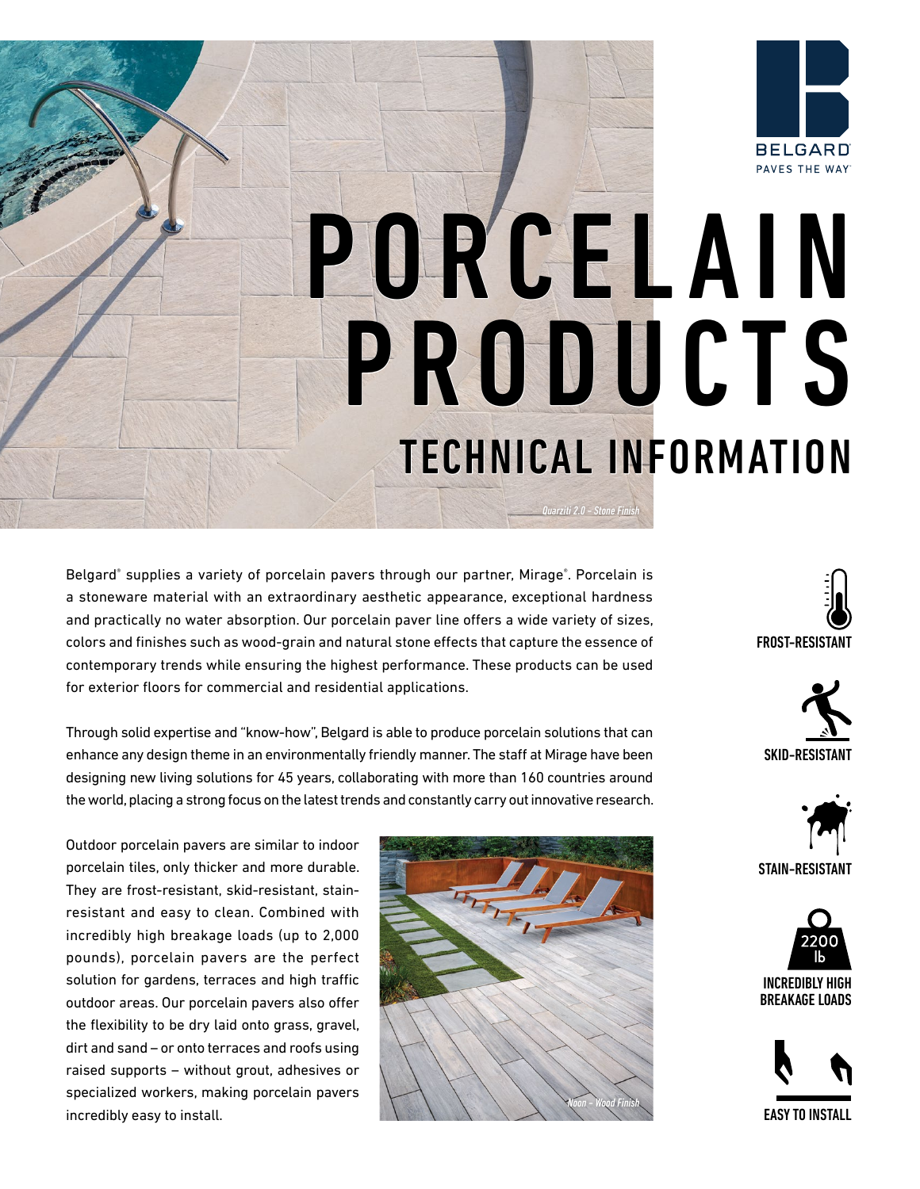BELGARD®
PAVES THE WAY™

# PORCELAIN PRODUCTS

## TECHNICAL INFORMATION

*Quarziti 2.0 – Stone Finish*

Belgard® supplies a variety of porcelain pavers through our partner, Mirage®. Porcelain is a stoneware material with an extraordinary aesthetic appearance, exceptional hardness and practically no water absorption. Our porcelain paver line offers a wide variety of sizes, colors and finishes such as wood-grain and natural stone effects that capture the essence of contemporary trends while ensuring the highest performance. These products can be used for exterior floors for commercial and residential applications.

Through solid expertise and "know-how", Belgard is able to produce porcelain solutions that can enhance any design theme in an environmentally friendly manner. The staff at Mirage have been designing new living solutions for 45 years, collaborating with more than 160 countries around the world, placing a strong focus on the latest trends and constantly carry out innovative research.

Outdoor porcelain pavers are similar to indoor porcelain tiles, only thicker and more durable. They are frost-resistant, skid-resistant, stain-resistant and easy to clean. Combined with incredibly high breakage loads (up to 2,000 pounds), porcelain pavers are the perfect solution for gardens, terraces and high traffic outdoor areas. Our porcelain pavers also offer the flexibility to be dry laid onto grass, gravel, dirt and sand – or onto terraces and roofs using raised supports – without grout, adhesives or specialized workers, making porcelain pavers incredibly easy to install.

*Noon – Wood Finish*

**FROST-RESISTANT**

**SKID-RESISTANT**

**STAIN-RESISTANT**

2200 lb

**INCREDIBLY HIGH BREAKAGE LOADS**

**EASY TO INSTALL**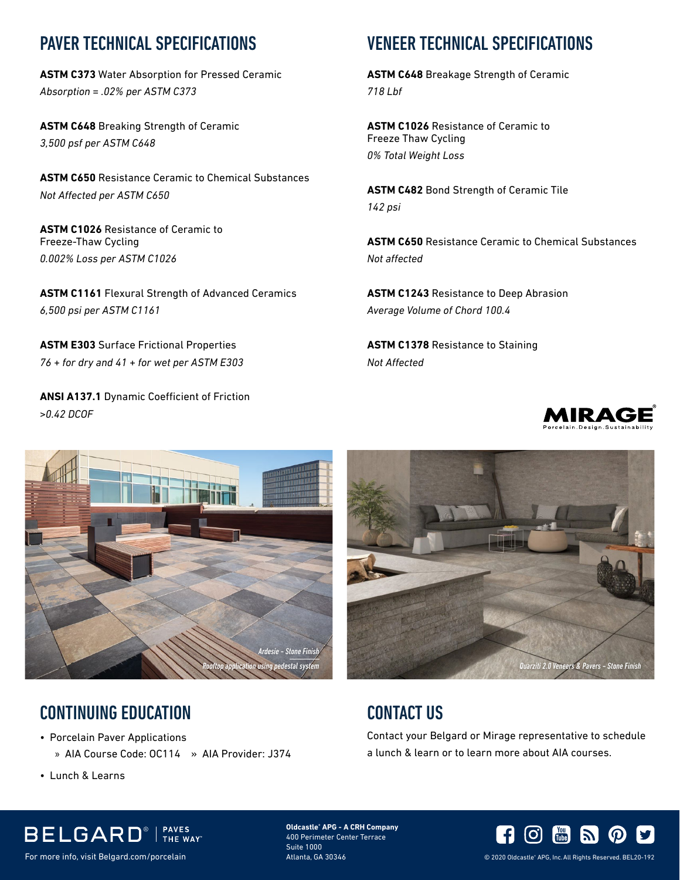## PAVER TECHNICAL SPECIFICATIONS

**ASTM C373** Water Absorption for Pressed Ceramic
*Absorption = .02% per ASTM C373*

**ASTM C648** Breaking Strength of Ceramic
*3,500 psf per ASTM C648*

**ASTM C650** Resistance Ceramic to Chemical Substances
*Not Affected per ASTM C650*

**ASTM C1026** Resistance of Ceramic to Freeze-Thaw Cycling
*0.002% Loss per ASTM C1026*

**ASTM C1161** Flexural Strength of Advanced Ceramics
*6,500 psi per ASTM C1161*

**ASTM E303** Surface Frictional Properties
*76 + for dry and 41 + for wet per ASTM E303*

**ANSI A137.1** Dynamic Coefficient of Friction
*>0.42 DCOF*

## VENEER TECHNICAL SPECIFICATIONS

**ASTM C648** Breakage Strength of Ceramic
*718 Lbf*

**ASTM C1026** Resistance of Ceramic to Freeze Thaw Cycling
*0% Total Weight Loss*

**ASTM C482** Bond Strength of Ceramic Tile
*142 psi*

**ASTM C650** Resistance Ceramic to Chemical Substances
*Not affected*

**ASTM C1243** Resistance to Deep Abrasion
*Average Volume of Chord 100.4*

**ASTM C1378** Resistance to Staining
*Not Affected*

MIRAGE®
Porcelain.Design.Sustainability

*Ardesie – Stone Finish*
*Rooftop application using pedestal system*

*Quarziti 2.0 Veneers & Pavers – Stone Finish*

## CONTINUING EDUCATION

- Porcelain Paver Applications
  - AIA Course Code: OC114
  - AIA Provider: J374
- Lunch & Learns

## CONTACT US

Contact your Belgard or Mirage representative to schedule a lunch & learn or to learn more about AIA courses.

BELGARD® | PAVES THE WAY®

For more info, visit Belgard.com/porcelain

**Oldcastle® APG - A CRH Company**
400 Perimeter Center Terrace
Suite 1000
Atlanta, GA 30346

© 2020 Oldcastle® APG, Inc. All Rights Reserved. BEL20-192